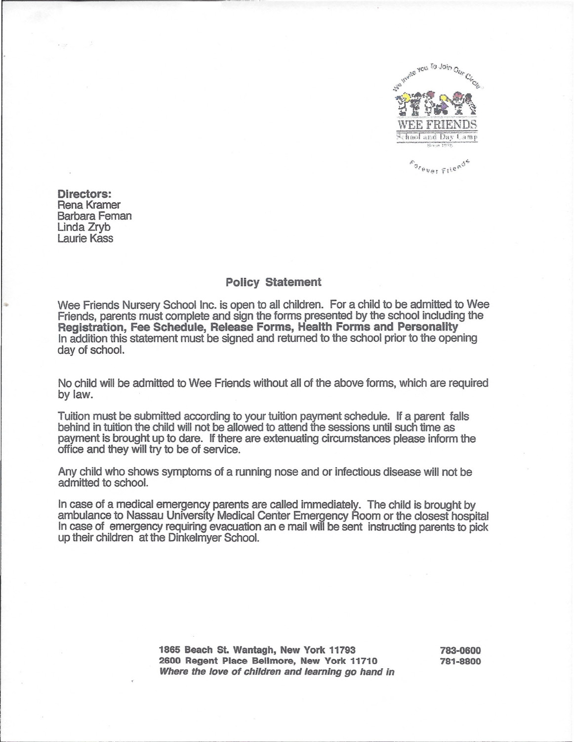WEE FRIENDS

School and Day Camp

Directors:
Rena Kramer
Barbara Feman
Linda Zryb
Laurie Kass

## Policy Statement

Wee Friends Nursery School Inc. is open to all children. For a child to be admitted to Wee Friends, parents must complete and sign the forms presented by the school including the **Registration, Fee Schedule, Release Forms, Health Forms and Personality**
In addition this statement must be signed and returned to the school prior to the opening day of school.

No child will be admitted to Wee Friends without all of the above forms, which are required by law.

Tuition must be submitted according to your tuition payment schedule. If a parent falls behind in tuition the child will not be allowed to attend the sessions until such time as payment is brought up to dare. If there are extenuating circumstances please inform the office and they will try to be of service.

Any child who shows symptoms of a running nose and or infectious disease will not be admitted to school.

In case of a medical emergency parents are called immediately. The child is brought by ambulance to Nassau University Medical Center Emergency Room or the closest hospital
In case of emergency requiring evacuation an e mail will be sent instructing parents to pick up their children at the Dinkelmyer School.

**1865 Beach St. Wantagh, New York 11793** **783-0600**
**2600 Regent Place Bellmore, New York 11710** **781-8800**
***Where the love of children and learning go hand in***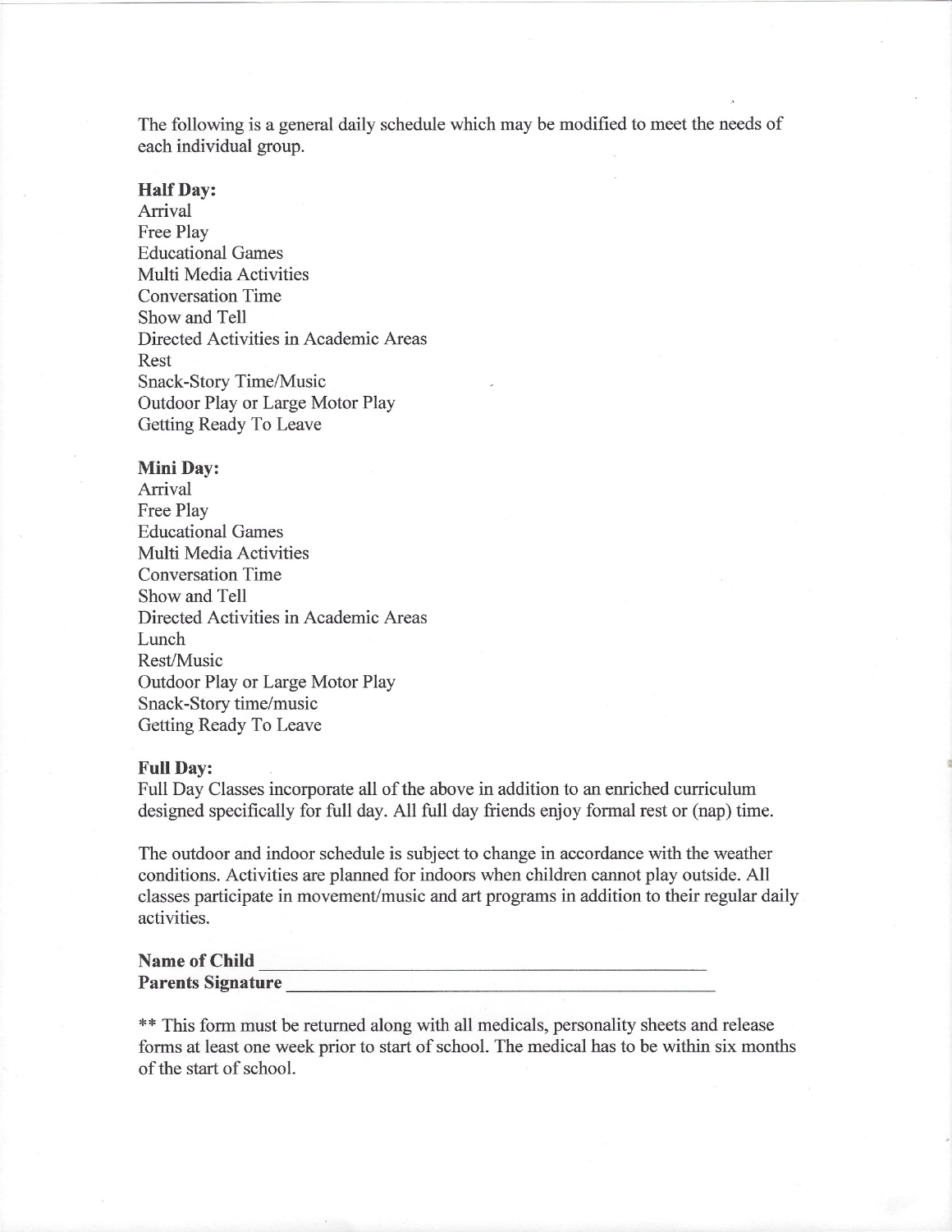The following is a general daily schedule which may be modified to meet the needs of each individual group.

**Half Day:**
Arrival
Free Play
Educational Games
Multi Media Activities
Conversation Time
Show and Tell
Directed Activities in Academic Areas
Rest
Snack-Story Time/Music
Outdoor Play or Large Motor Play
Getting Ready To Leave

**Mini Day:**
Arrival
Free Play
Educational Games
Multi Media Activities
Conversation Time
Show and Tell
Directed Activities in Academic Areas
Lunch
Rest/Music
Outdoor Play or Large Motor Play
Snack-Story time/music
Getting Ready To Leave

**Full Day:**
Full Day Classes incorporate all of the above in addition to an enriched curriculum designed specifically for full day. All full day friends enjoy formal rest or (nap) time.

The outdoor and indoor schedule is subject to change in accordance with the weather conditions. Activities are planned for indoors when children cannot play outside. All classes participate in movement/music and art programs in addition to their regular daily activities.

**Name of Child** \_\_\_\_\_\_\_\_\_\_\_\_\_\_\_\_\_\_\_\_\_\_\_\_\_\_\_\_\_\_\_\_\_\_\_\_\_\_\_\_
**Parents Signature** \_\_\_\_\_\_\_\_\_\_\_\_\_\_\_\_\_\_\_\_\_\_\_\_\_\_\_\_\_\_\_\_\_\_\_\_\_\_\_\_

** This form must be returned along with all medicals, personality sheets and release forms at least one week prior to start of school. The medical has to be within six months of the start of school.